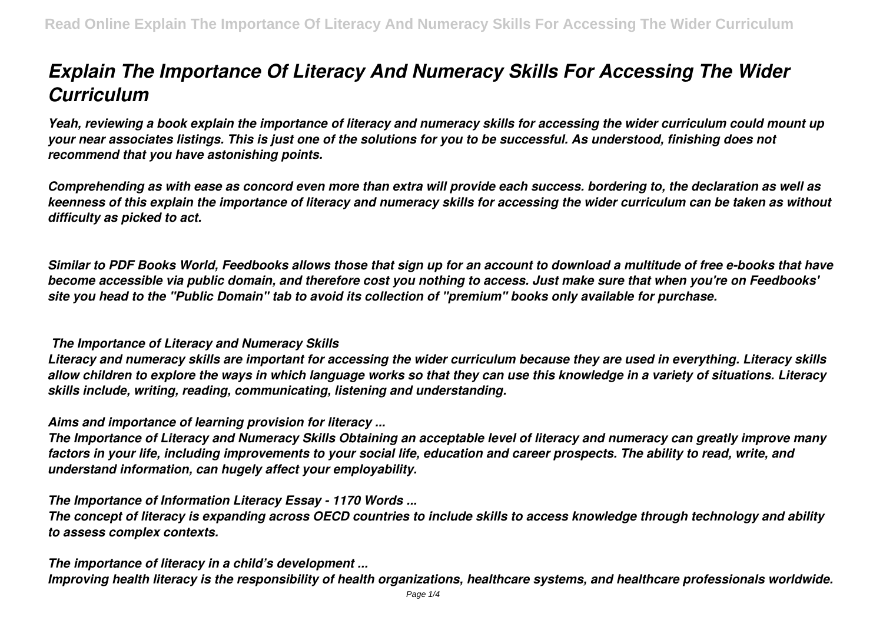# *Explain The Importance Of Literacy And Numeracy Skills For Accessing The Wider Curriculum*

***Yeah, reviewing a book explain the importance of literacy and numeracy skills for accessing the wider curriculum could mount up your near associates listings. This is just one of the solutions for you to be successful. As understood, finishing does not recommend that you have astonishing points.***

***Comprehending as with ease as concord even more than extra will provide each success. bordering to, the declaration as well as keenness of this explain the importance of literacy and numeracy skills for accessing the wider curriculum can be taken as without difficulty as picked to act.***

***Similar to PDF Books World, Feedbooks allows those that sign up for an account to download a multitude of free e-books that have become accessible via public domain, and therefore cost you nothing to access. Just make sure that when you're on Feedbooks' site you head to the "Public Domain" tab to avoid its collection of "premium" books only available for purchase.***

***The Importance of Literacy and Numeracy Skills***

***Literacy and numeracy skills are important for accessing the wider curriculum because they are used in everything. Literacy skills allow children to explore the ways in which language works so that they can use this knowledge in a variety of situations. Literacy skills include, writing, reading, communicating, listening and understanding.***

***Aims and importance of learning provision for literacy ...***

***The Importance of Literacy and Numeracy Skills Obtaining an acceptable level of literacy and numeracy can greatly improve many factors in your life, including improvements to your social life, education and career prospects. The ability to read, write, and understand information, can hugely affect your employability.***

***The Importance of Information Literacy Essay - 1170 Words ...***

***The concept of literacy is expanding across OECD countries to include skills to access knowledge through technology and ability to assess complex contexts.***

***The importance of literacy in a child's development ...***

***Improving health literacy is the responsibility of health organizations, healthcare systems, and healthcare professionals worldwide.***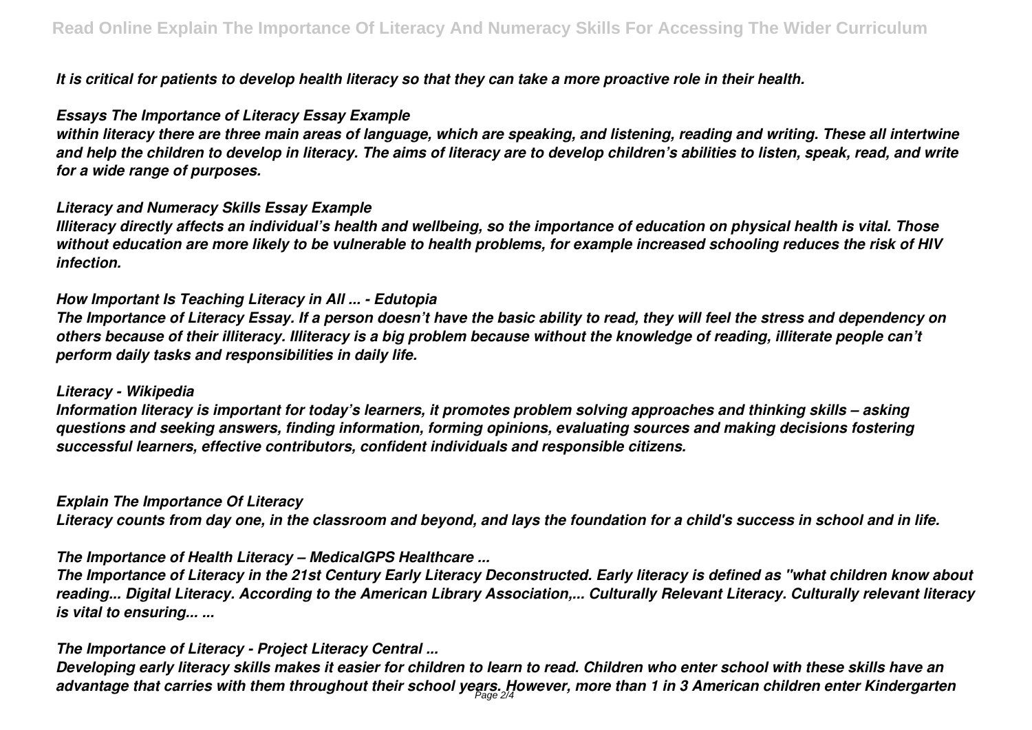*It is critical for patients to develop health literacy so that they can take a more proactive role in their health.*

### *Essays The Importance of Literacy Essay Example*

*within literacy there are three main areas of language, which are speaking, and listening, reading and writing. These all intertwine and help the children to develop in literacy. The aims of literacy are to develop children's abilities to listen, speak, read, and write for a wide range of purposes.*

### *Literacy and Numeracy Skills Essay Example*

*Illiteracy directly affects an individual's health and wellbeing, so the importance of education on physical health is vital. Those without education are more likely to be vulnerable to health problems, for example increased schooling reduces the risk of HIV infection.*

### *How Important Is Teaching Literacy in All ... - Edutopia*

*The Importance of Literacy Essay. If a person doesn't have the basic ability to read, they will feel the stress and dependency on others because of their illiteracy. Illiteracy is a big problem because without the knowledge of reading, illiterate people can't perform daily tasks and responsibilities in daily life.*

### *Literacy - Wikipedia*

*Information literacy is important for today's learners, it promotes problem solving approaches and thinking skills – asking questions and seeking answers, finding information, forming opinions, evaluating sources and making decisions fostering successful learners, effective contributors, confident individuals and responsible citizens.*

### *Explain The Importance Of Literacy*

*Literacy counts from day one, in the classroom and beyond, and lays the foundation for a child's success in school and in life.*

### *The Importance of Health Literacy – MedicalGPS Healthcare ...*

*The Importance of Literacy in the 21st Century Early Literacy Deconstructed. Early literacy is defined as "what children know about reading... Digital Literacy. According to the American Library Association,... Culturally Relevant Literacy. Culturally relevant literacy is vital to ensuring... ...*

### *The Importance of Literacy - Project Literacy Central ...*

*Developing early literacy skills makes it easier for children to learn to read. Children who enter school with these skills have an advantage that carries with them throughout their school years. However, more than 1 in 3 American children enter Kindergarten*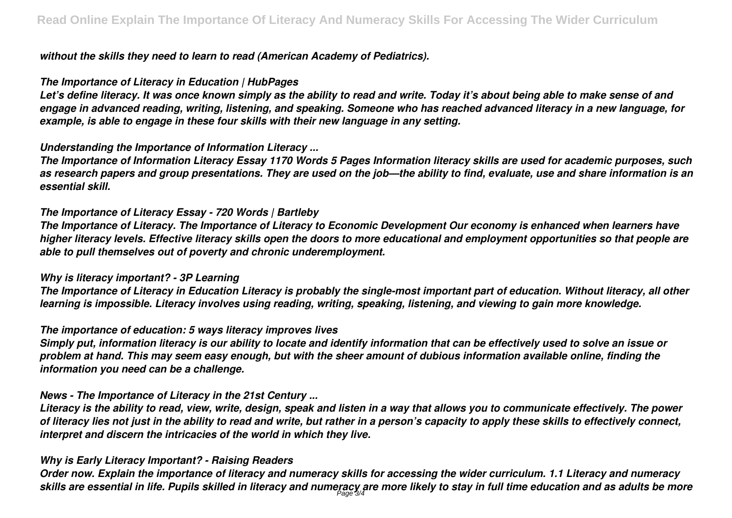*without the skills they need to learn to read (American Academy of Pediatrics).*

### *The Importance of Literacy in Education | HubPages*

*Let's define literacy. It was once known simply as the ability to read and write. Today it's about being able to make sense of and engage in advanced reading, writing, listening, and speaking. Someone who has reached advanced literacy in a new language, for example, is able to engage in these four skills with their new language in any setting.*

### *Understanding the Importance of Information Literacy ...*

*The Importance of Information Literacy Essay 1170 Words 5 Pages Information literacy skills are used for academic purposes, such as research papers and group presentations. They are used on the job—the ability to find, evaluate, use and share information is an essential skill.*

### *The Importance of Literacy Essay - 720 Words | Bartleby*

*The Importance of Literacy. The Importance of Literacy to Economic Development Our economy is enhanced when learners have higher literacy levels. Effective literacy skills open the doors to more educational and employment opportunities so that people are able to pull themselves out of poverty and chronic underemployment.*

### *Why is literacy important? - 3P Learning*

*The Importance of Literacy in Education Literacy is probably the single-most important part of education. Without literacy, all other learning is impossible. Literacy involves using reading, writing, speaking, listening, and viewing to gain more knowledge.*

### *The importance of education: 5 ways literacy improves lives*

*Simply put, information literacy is our ability to locate and identify information that can be effectively used to solve an issue or problem at hand. This may seem easy enough, but with the sheer amount of dubious information available online, finding the information you need can be a challenge.*

### *News - The Importance of Literacy in the 21st Century ...*

*Literacy is the ability to read, view, write, design, speak and listen in a way that allows you to communicate effectively. The power of literacy lies not just in the ability to read and write, but rather in a person's capacity to apply these skills to effectively connect, interpret and discern the intricacies of the world in which they live.*

### *Why is Early Literacy Important? - Raising Readers*

*Order now. Explain the importance of literacy and numeracy skills for accessing the wider curriculum. 1.1 Literacy and numeracy skills are essential in life. Pupils skilled in literacy and numeracy are more likely to stay in full time education and as adults be more*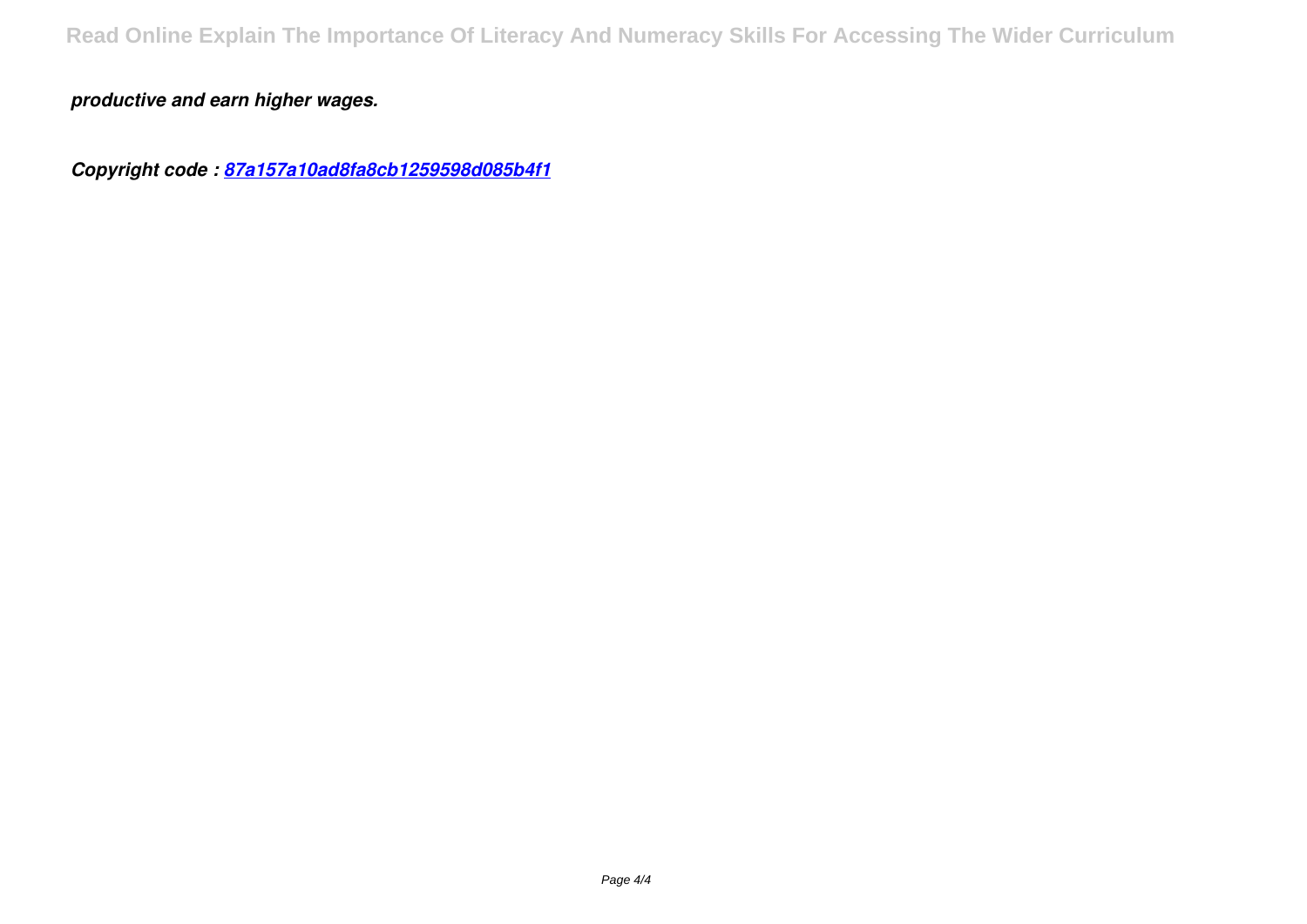***productive and earn higher wages.***

***Copyright code : [87a157a10ad8fa8cb1259598d085b4f1]***